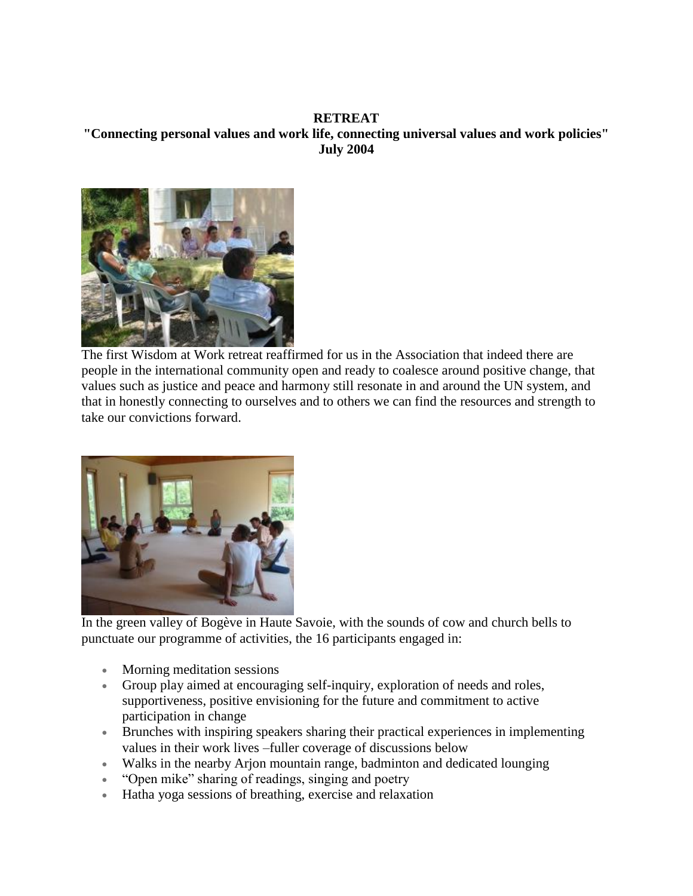**RETREAT**

**"Connecting personal values and work life, connecting universal values and work policies"**

**July 2004**

The first Wisdom at Work retreat reaffirmed for us in the Association that indeed there are people in the international community open and ready to coalesce around positive change, that values such as justice and peace and harmony still resonate in and around the UN system, and that in honestly connecting to ourselves and to others we can find the resources and strength to take our convictions forward.

In the green valley of Bogève in Haute Savoie, with the sounds of cow and church bells to punctuate our programme of activities, the 16 participants engaged in:

- Morning meditation sessions
- Group play aimed at encouraging self-inquiry, exploration of needs and roles, supportiveness, positive envisioning for the future and commitment to active participation in change
- Brunches with inspiring speakers sharing their practical experiences in implementing values in their work lives –fuller coverage of discussions below
- Walks in the nearby Arjon mountain range, badminton and dedicated lounging
- "Open mike" sharing of readings, singing and poetry
- Hatha yoga sessions of breathing, exercise and relaxation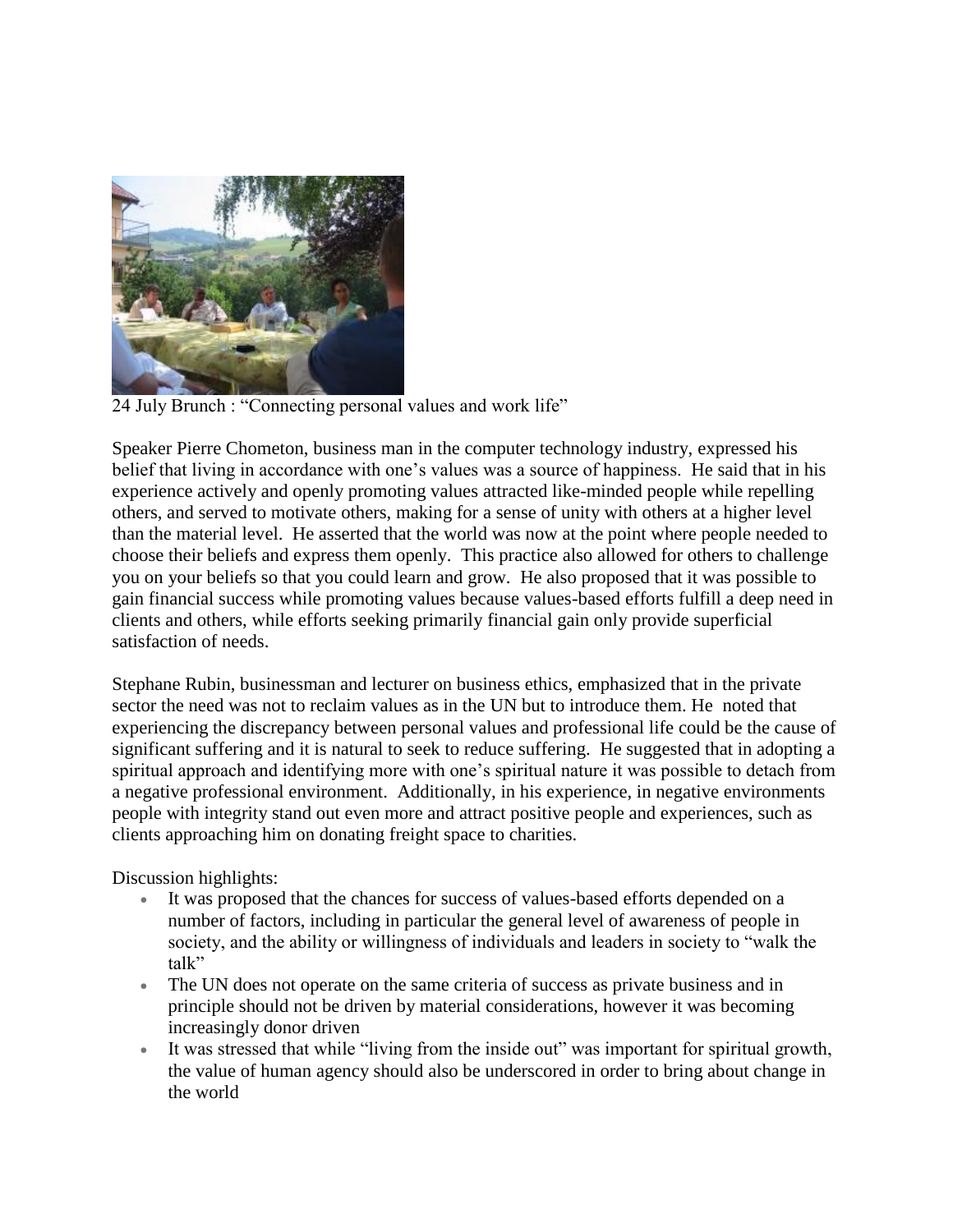24 July Brunch : “Connecting personal values and work life”

Speaker Pierre Chometon, business man in the computer technology industry, expressed his belief that living in accordance with one’s values was a source of happiness. He said that in his experience actively and openly promoting values attracted like-minded people while repelling others, and served to motivate others, making for a sense of unity with others at a higher level than the material level. He asserted that the world was now at the point where people needed to choose their beliefs and express them openly. This practice also allowed for others to challenge you on your beliefs so that you could learn and grow. He also proposed that it was possible to gain financial success while promoting values because values-based efforts fulfill a deep need in clients and others, while efforts seeking primarily financial gain only provide superficial satisfaction of needs.

Stephane Rubin, businessman and lecturer on business ethics, emphasized that in the private sector the need was not to reclaim values as in the UN but to introduce them. He noted that experiencing the discrepancy between personal values and professional life could be the cause of significant suffering and it is natural to seek to reduce suffering. He suggested that in adopting a spiritual approach and identifying more with one’s spiritual nature it was possible to detach from a negative professional environment. Additionally, in his experience, in negative environments people with integrity stand out even more and attract positive people and experiences, such as clients approaching him on donating freight space to charities.

Discussion highlights:

- It was proposed that the chances for success of values-based efforts depended on a number of factors, including in particular the general level of awareness of people in society, and the ability or willingness of individuals and leaders in society to “walk the talk”
- The UN does not operate on the same criteria of success as private business and in principle should not be driven by material considerations, however it was becoming increasingly donor driven
- It was stressed that while “living from the inside out” was important for spiritual growth, the value of human agency should also be underscored in order to bring about change in the world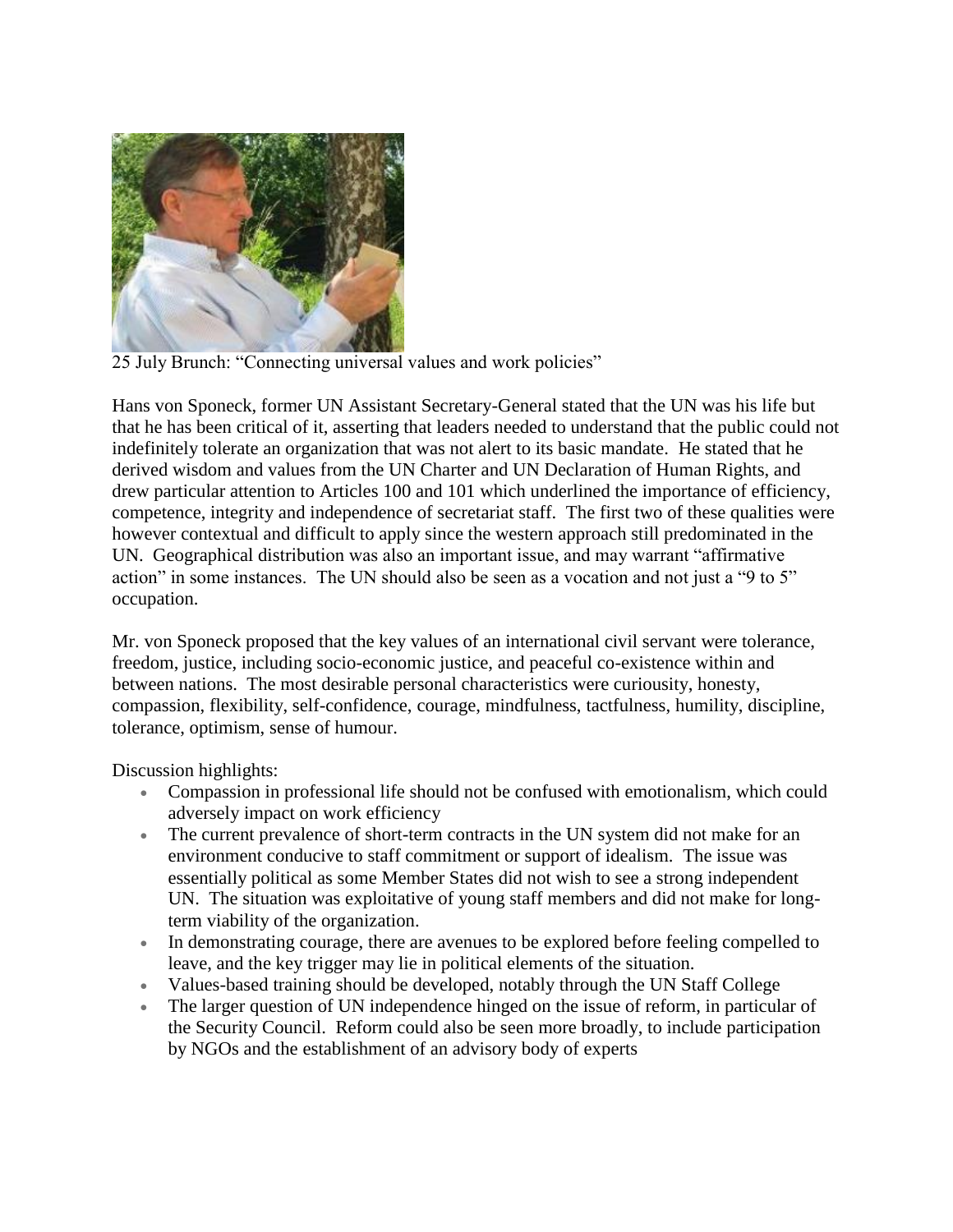25 July Brunch: "Connecting universal values and work policies"

Hans von Sponeck, former UN Assistant Secretary-General stated that the UN was his life but that he has been critical of it, asserting that leaders needed to understand that the public could not indefinitely tolerate an organization that was not alert to its basic mandate. He stated that he derived wisdom and values from the UN Charter and UN Declaration of Human Rights, and drew particular attention to Articles 100 and 101 which underlined the importance of efficiency, competence, integrity and independence of secretariat staff. The first two of these qualities were however contextual and difficult to apply since the western approach still predominated in the UN. Geographical distribution was also an important issue, and may warrant "affirmative action" in some instances. The UN should also be seen as a vocation and not just a "9 to 5" occupation.

Mr. von Sponeck proposed that the key values of an international civil servant were tolerance, freedom, justice, including socio-economic justice, and peaceful co-existence within and between nations. The most desirable personal characteristics were curiousity, honesty, compassion, flexibility, self-confidence, courage, mindfulness, tactfulness, humility, discipline, tolerance, optimism, sense of humour.

Discussion highlights:

- Compassion in professional life should not be confused with emotionalism, which could adversely impact on work efficiency
- The current prevalence of short-term contracts in the UN system did not make for an environment conducive to staff commitment or support of idealism. The issue was essentially political as some Member States did not wish to see a strong independent UN. The situation was exploitative of young staff members and did not make for long-term viability of the organization.
- In demonstrating courage, there are avenues to be explored before feeling compelled to leave, and the key trigger may lie in political elements of the situation.
- Values-based training should be developed, notably through the UN Staff College
- The larger question of UN independence hinged on the issue of reform, in particular of the Security Council. Reform could also be seen more broadly, to include participation by NGOs and the establishment of an advisory body of experts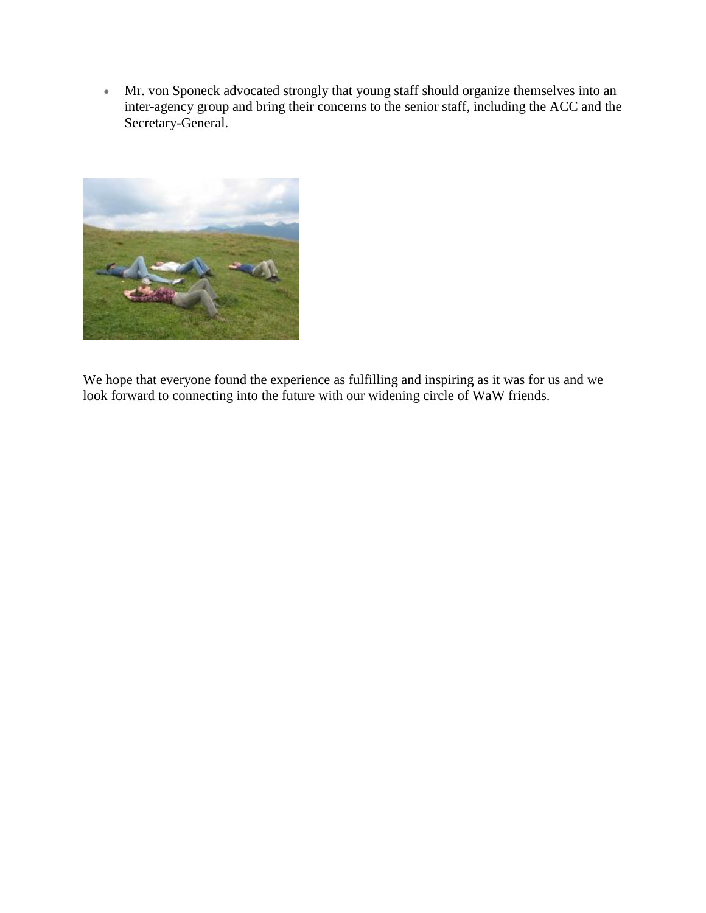- Mr. von Sponeck advocated strongly that young staff should organize themselves into an inter-agency group and bring their concerns to the senior staff, including the ACC and the Secretary-General.

We hope that everyone found the experience as fulfilling and inspiring as it was for us and we look forward to connecting into the future with our widening circle of WaW friends.